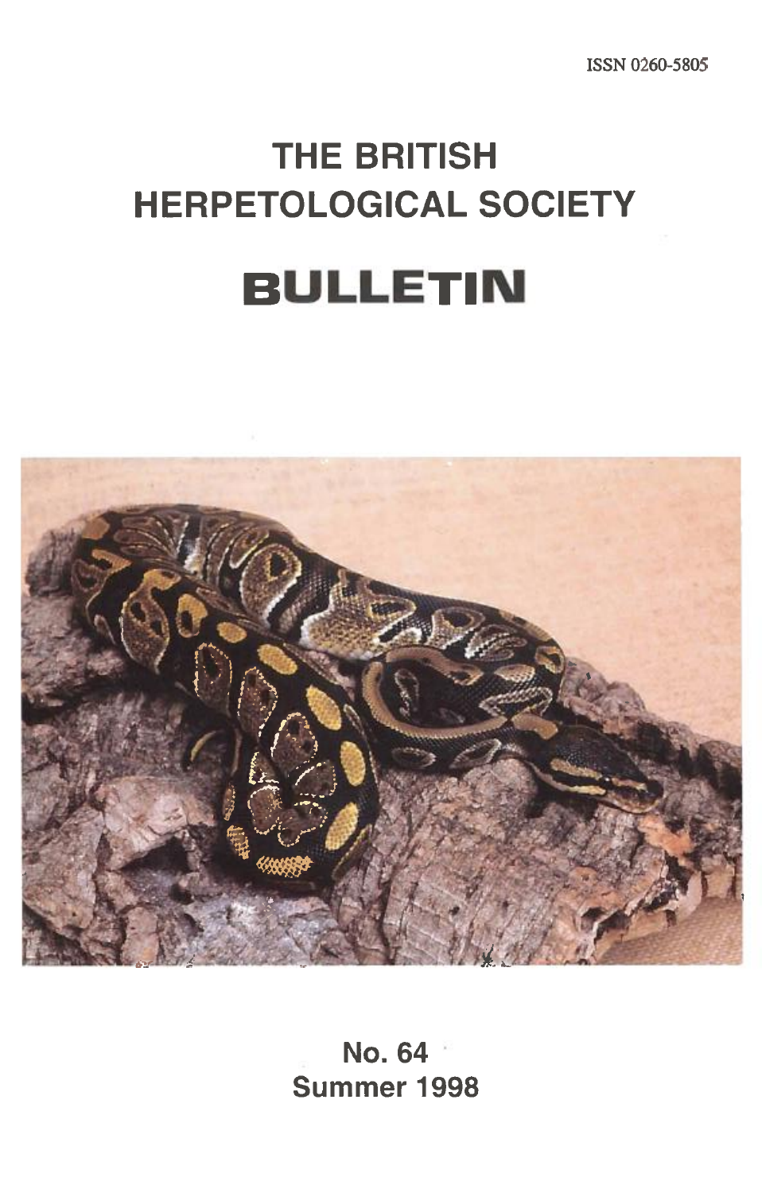ISSN 0260-5805

# THE BRITISH HERPETOLOGICAL SOCIETY

# BULLETIN

No. 64
Summer 1998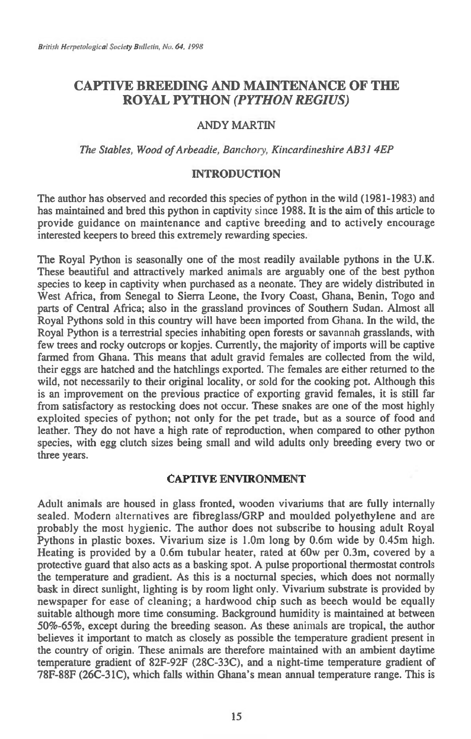# CAPTIVE BREEDING AND MAINTENANCE OF THE ROYAL PYTHON *(PYTHON REGIUS)*

ANDY MARTIN

*The Stables, Wood of Arbeadie, Banchory, Kincardineshire AB31 4EP*

## INTRODUCTION

The author has observed and recorded this species of python in the wild (1981-1983) and has maintained and bred this python in captivity since 1988. It is the aim of this article to provide guidance on maintenance and captive breeding and to actively encourage interested keepers to breed this extremely rewarding species.

The Royal Python is seasonally one of the most readily available pythons in the U.K. These beautiful and attractively marked animals are arguably one of the best python species to keep in captivity when purchased as a neonate. They are widely distributed in West Africa, from Senegal to Sierra Leone, the Ivory Coast, Ghana, Benin, Togo and parts of Central Africa; also in the grassland provinces of Southern Sudan. Almost all Royal Pythons sold in this country will have been imported from Ghana. In the wild, the Royal Python is a terrestrial species inhabiting open forests or savannah grasslands, with few trees and rocky outcrops or kopjes. Currently, the majority of imports will be captive farmed from Ghana. This means that adult gravid females are collected from the wild, their eggs are hatched and the hatchlings exported. The females are either returned to the wild, not necessarily to their original locality, or sold for the cooking pot. Although this is an improvement on the previous practice of exporting gravid females, it is still far from satisfactory as restocking does not occur. These snakes are one of the most highly exploited species of python; not only for the pet trade, but as a source of food and leather. They do not have a high rate of reproduction, when compared to other python species, with egg clutch sizes being small and wild adults only breeding every two or three years.

## CAPTIVE ENVIRONMENT

Adult animals are housed in glass fronted, wooden vivariums that are fully internally sealed. Modern alternatives are fibreglass/GRP and moulded polyethylene and are probably the most hygienic. The author does not subscribe to housing adult Royal Pythons in plastic boxes. Vivarium size is 1.0m long by 0.6m wide by 0.45m high. Heating is provided by a 0.6m tubular heater, rated at 60w per 0.3m, covered by a protective guard that also acts as a basking spot. A pulse proportional thermostat controls the temperature and gradient. As this is a nocturnal species, which does not normally bask in direct sunlight, lighting is by room light only. Vivarium substrate is provided by newspaper for ease of cleaning; a hardwood chip such as beech would be equally suitable although more time consuming. Background humidity is maintained at between 50%-65%, except during the breeding season. As these animals are tropical, the author believes it important to match as closely as possible the temperature gradient present in the country of origin. These animals are therefore maintained with an ambient daytime temperature gradient of 82F-92F (28C-33C), and a night-time temperature gradient of 78F-88F (26C-31C), which falls within Ghana's mean annual temperature range. This is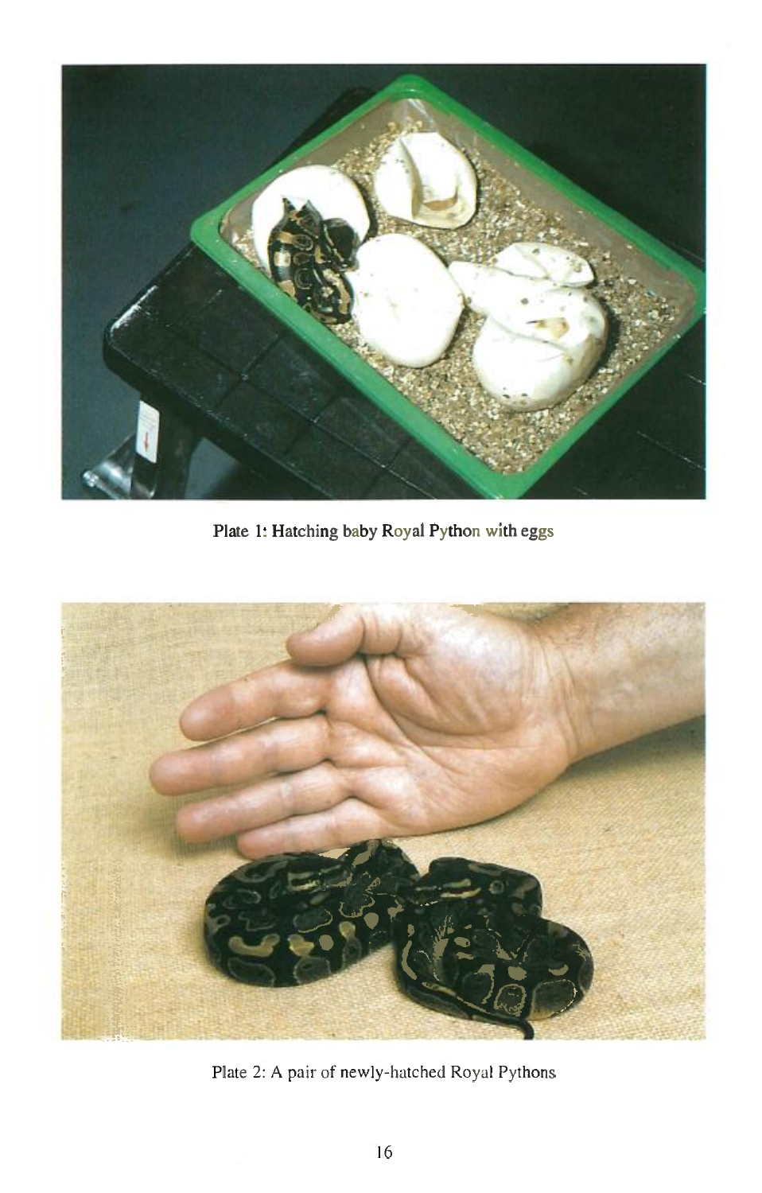Plate 1: Hatching baby Royal Python with eggs

Plate 2: A pair of newly-hatched Royal Pythons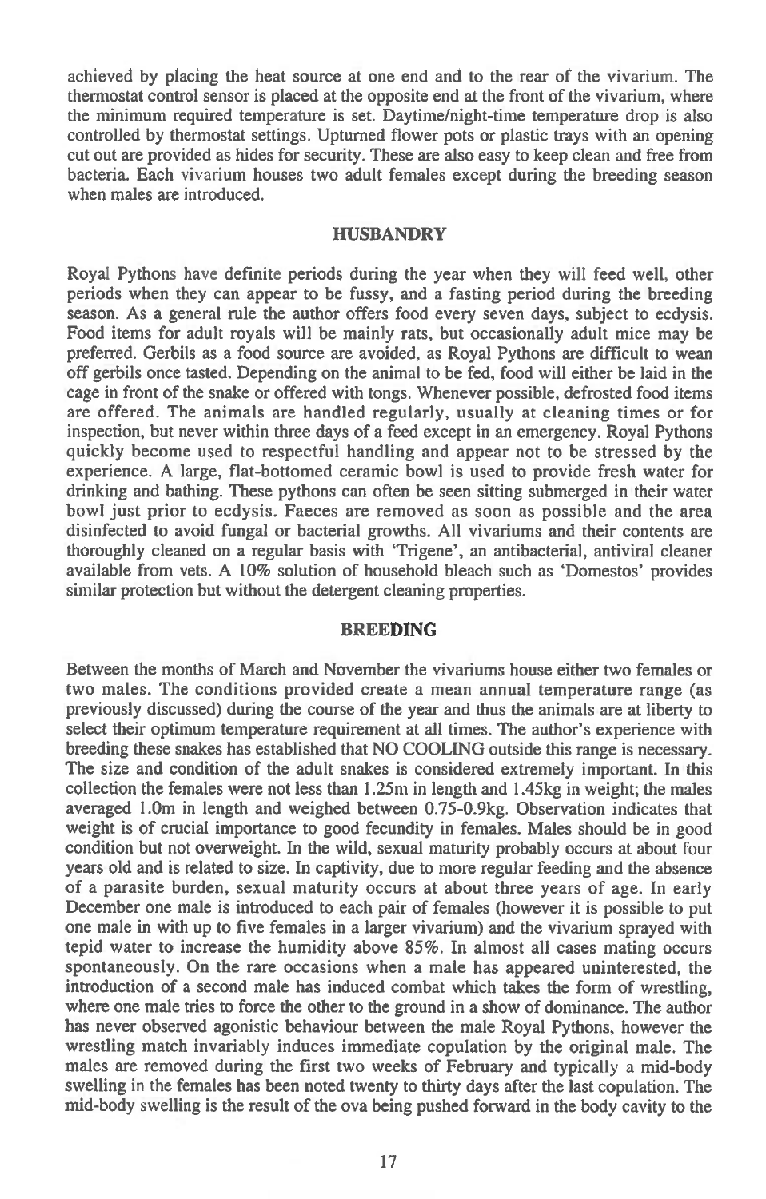achieved by placing the heat source at one end and to the rear of the vivarium. The thermostat control sensor is placed at the opposite end at the front of the vivarium, where the minimum required temperature is set. Daytime/night-time temperature drop is also controlled by thermostat settings. Upturned flower pots or plastic trays with an opening cut out are provided as hides for security. These are also easy to keep clean and free from bacteria. Each vivarium houses two adult females except during the breeding season when males are introduced.

## HUSBANDRY

Royal Pythons have definite periods during the year when they will feed well, other periods when they can appear to be fussy, and a fasting period during the breeding season. As a general rule the author offers food every seven days, subject to ecdysis. Food items for adult royals will be mainly rats, but occasionally adult mice may be preferred. Gerbils as a food source are avoided, as Royal Pythons are difficult to wean off gerbils once tasted. Depending on the animal to be fed, food will either be laid in the cage in front of the snake or offered with tongs. Whenever possible, defrosted food items are offered. The animals are handled regularly, usually at cleaning times or for inspection, but never within three days of a feed except in an emergency. Royal Pythons quickly become used to respectful handling and appear not to be stressed by the experience. A large, flat-bottomed ceramic bowl is used to provide fresh water for drinking and bathing. These pythons can often be seen sitting submerged in their water bowl just prior to ecdysis. Faeces are removed as soon as possible and the area disinfected to avoid fungal or bacterial growths. All vivariums and their contents are thoroughly cleaned on a regular basis with 'Trigene', an antibacterial, antiviral cleaner available from vets. A 10% solution of household bleach such as 'Domestos' provides similar protection but without the detergent cleaning properties.

## BREEDING

Between the months of March and November the vivariums house either two females or two males. The conditions provided create a mean annual temperature range (as previously discussed) during the course of the year and thus the animals are at liberty to select their optimum temperature requirement at all times. The author's experience with breeding these snakes has established that NO COOLING outside this range is necessary. The size and condition of the adult snakes is considered extremely important. In this collection the females were not less than 1.25m in length and 1.45kg in weight; the males averaged 1.0m in length and weighed between 0.75-0.9kg. Observation indicates that weight is of crucial importance to good fecundity in females. Males should be in good condition but not overweight. In the wild, sexual maturity probably occurs at about four years old and is related to size. In captivity, due to more regular feeding and the absence of a parasite burden, sexual maturity occurs at about three years of age. In early December one male is introduced to each pair of females (however it is possible to put one male in with up to five females in a larger vivarium) and the vivarium sprayed with tepid water to increase the humidity above 85%. In almost all cases mating occurs spontaneously. On the rare occasions when a male has appeared uninterested, the introduction of a second male has induced combat which takes the form of wrestling, where one male tries to force the other to the ground in a show of dominance. The author has never observed agonistic behaviour between the male Royal Pythons, however the wrestling match invariably induces immediate copulation by the original male. The males are removed during the first two weeks of February and typically a mid-body swelling in the females has been noted twenty to thirty days after the last copulation. The mid-body swelling is the result of the ova being pushed forward in the body cavity to the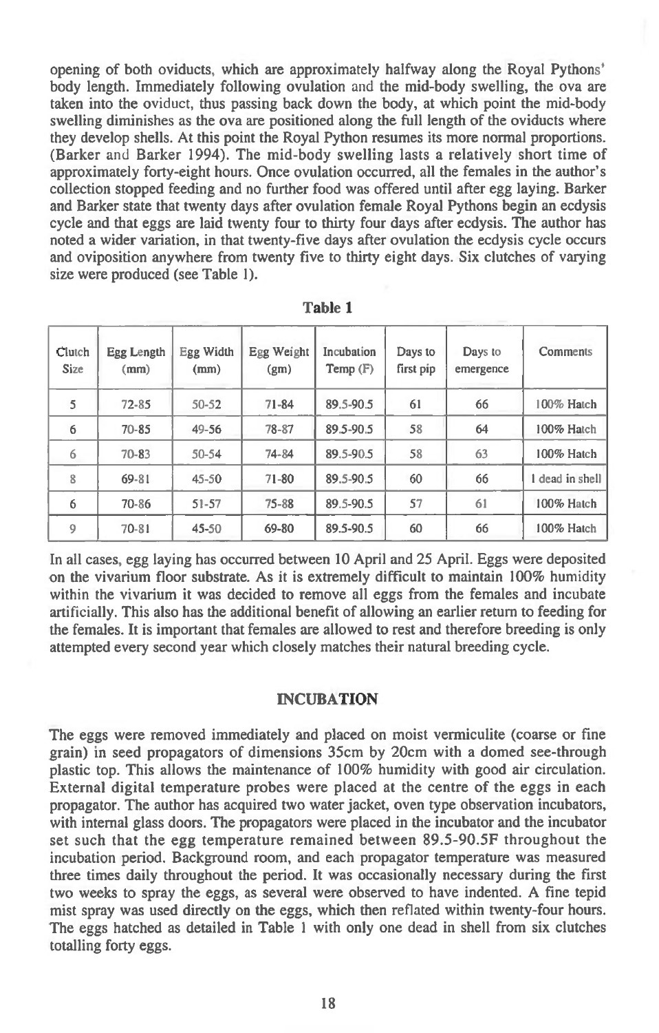opening of both oviducts, which are approximately halfway along the Royal Pythons' body length. Immediately following ovulation and the mid-body swelling, the ova are taken into the oviduct, thus passing back down the body, at which point the mid-body swelling diminishes as the ova are positioned along the full length of the oviducts where they develop shells. At this point the Royal Python resumes its more normal proportions. (Barker and Barker 1994). The mid-body swelling lasts a relatively short time of approximately forty-eight hours. Once ovulation occurred, all the females in the author's collection stopped feeding and no further food was offered until after egg laying. Barker and Barker state that twenty days after ovulation female Royal Pythons begin an ecdysis cycle and that eggs are laid twenty four to thirty four days after ecdysis. The author has noted a wider variation, in that twenty-five days after ovulation the ecdysis cycle occurs and oviposition anywhere from twenty five to thirty eight days. Six clutches of varying size were produced (see Table 1).

**Table 1**

| Clutch Size | Egg Length (mm) | Egg Width (mm) | Egg Weight (gm) | Incubation Temp (F) | Days to first pip | Days to emergence | Comments |
|---|---|---|---|---|---|---|---|
| 5 | 72-85 | 50-52 | 71-84 | 89.5-90.5 | 61 | 66 | 100% Hatch |
| 6 | 70-85 | 49-56 | 78-87 | 89.5-90.5 | 58 | 64 | 100% Hatch |
| 6 | 70-83 | 50-54 | 74-84 | 89.5-90.5 | 58 | 63 | 100% Hatch |
| 8 | 69-81 | 45-50 | 71-80 | 89.5-90.5 | 60 | 66 | 1 dead in shell |
| 6 | 70-86 | 51-57 | 75-88 | 89.5-90.5 | 57 | 61 | 100% Hatch |
| 9 | 70-81 | 45-50 | 69-80 | 89.5-90.5 | 60 | 66 | 100% Hatch |

In all cases, egg laying has occurred between 10 April and 25 April. Eggs were deposited on the vivarium floor substrate. As it is extremely difficult to maintain 100% humidity within the vivarium it was decided to remove all eggs from the females and incubate artificially. This also has the additional benefit of allowing an earlier return to feeding for the females. It is important that females are allowed to rest and therefore breeding is only attempted every second year which closely matches their natural breeding cycle.

## INCUBATION

The eggs were removed immediately and placed on moist vermiculite (coarse or fine grain) in seed propagators of dimensions 35cm by 20cm with a domed see-through plastic top. This allows the maintenance of 100% humidity with good air circulation. External digital temperature probes were placed at the centre of the eggs in each propagator. The author has acquired two water jacket, oven type observation incubators, with internal glass doors. The propagators were placed in the incubator and the incubator set such that the egg temperature remained between 89.5-90.5F throughout the incubation period. Background room, and each propagator temperature was measured three times daily throughout the period. It was occasionally necessary during the first two weeks to spray the eggs, as several were observed to have indented. A fine tepid mist spray was used directly on the eggs, which then reflated within twenty-four hours. The eggs hatched as detailed in Table 1 with only one dead in shell from six clutches totalling forty eggs.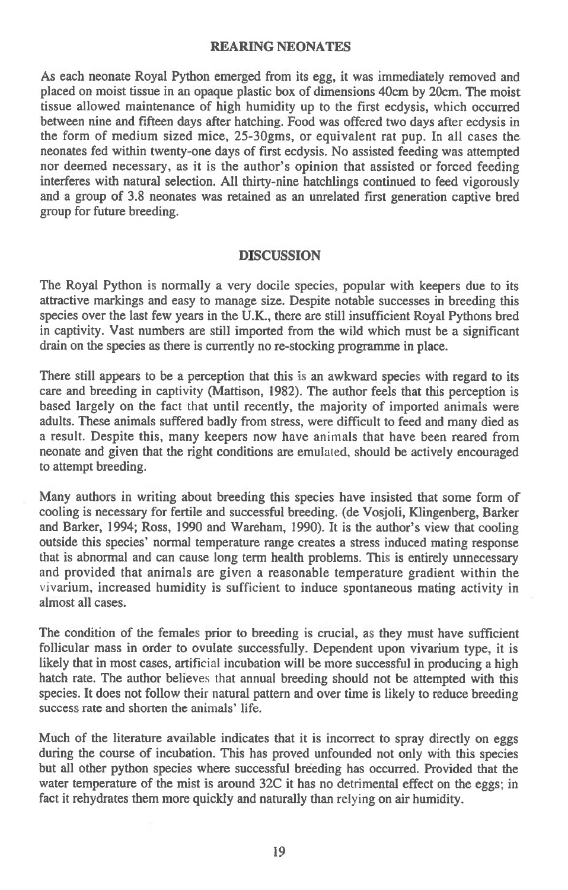## REARING NEONATES

As each neonate Royal Python emerged from its egg, it was immediately removed and placed on moist tissue in an opaque plastic box of dimensions 40cm by 20cm. The moist tissue allowed maintenance of high humidity up to the first ecdysis, which occurred between nine and fifteen days after hatching. Food was offered two days after ecdysis in the form of medium sized mice, 25-30gms, or equivalent rat pup. In all cases the neonates fed within twenty-one days of first ecdysis. No assisted feeding was attempted nor deemed necessary, as it is the author's opinion that assisted or forced feeding interferes with natural selection. All thirty-nine hatchlings continued to feed vigorously and a group of 3.8 neonates was retained as an unrelated first generation captive bred group for future breeding.

## DISCUSSION

The Royal Python is normally a very docile species, popular with keepers due to its attractive markings and easy to manage size. Despite notable successes in breeding this species over the last few years in the U.K., there are still insufficient Royal Pythons bred in captivity. Vast numbers are still imported from the wild which must be a significant drain on the species as there is currently no re-stocking programme in place.

There still appears to be a perception that this is an awkward species with regard to its care and breeding in captivity (Mattison, 1982). The author feels that this perception is based largely on the fact that until recently, the majority of imported animals were adults. These animals suffered badly from stress, were difficult to feed and many died as a result. Despite this, many keepers now have animals that have been reared from neonate and given that the right conditions are emulated, should be actively encouraged to attempt breeding.

Many authors in writing about breeding this species have insisted that some form of cooling is necessary for fertile and successful breeding. (de Vosjoli, Klingenberg, Barker and Barker, 1994; Ross, 1990 and Wareham, 1990). It is the author's view that cooling outside this species' normal temperature range creates a stress induced mating response that is abnormal and can cause long term health problems. This is entirely unnecessary and provided that animals are given a reasonable temperature gradient within the vivarium, increased humidity is sufficient to induce spontaneous mating activity in almost all cases.

The condition of the females prior to breeding is crucial, as they must have sufficient follicular mass in order to ovulate successfully. Dependent upon vivarium type, it is likely that in most cases, artificial incubation will be more successful in producing a high hatch rate. The author believes that annual breeding should not be attempted with this species. It does not follow their natural pattern and over time is likely to reduce breeding success rate and shorten the animals' life.

Much of the literature available indicates that it is incorrect to spray directly on eggs during the course of incubation. This has proved unfounded not only with this species but all other python species where successful breeding has occurred. Provided that the water temperature of the mist is around 32C it has no detrimental effect on the eggs; in fact it rehydrates them more quickly and naturally than relying on air humidity.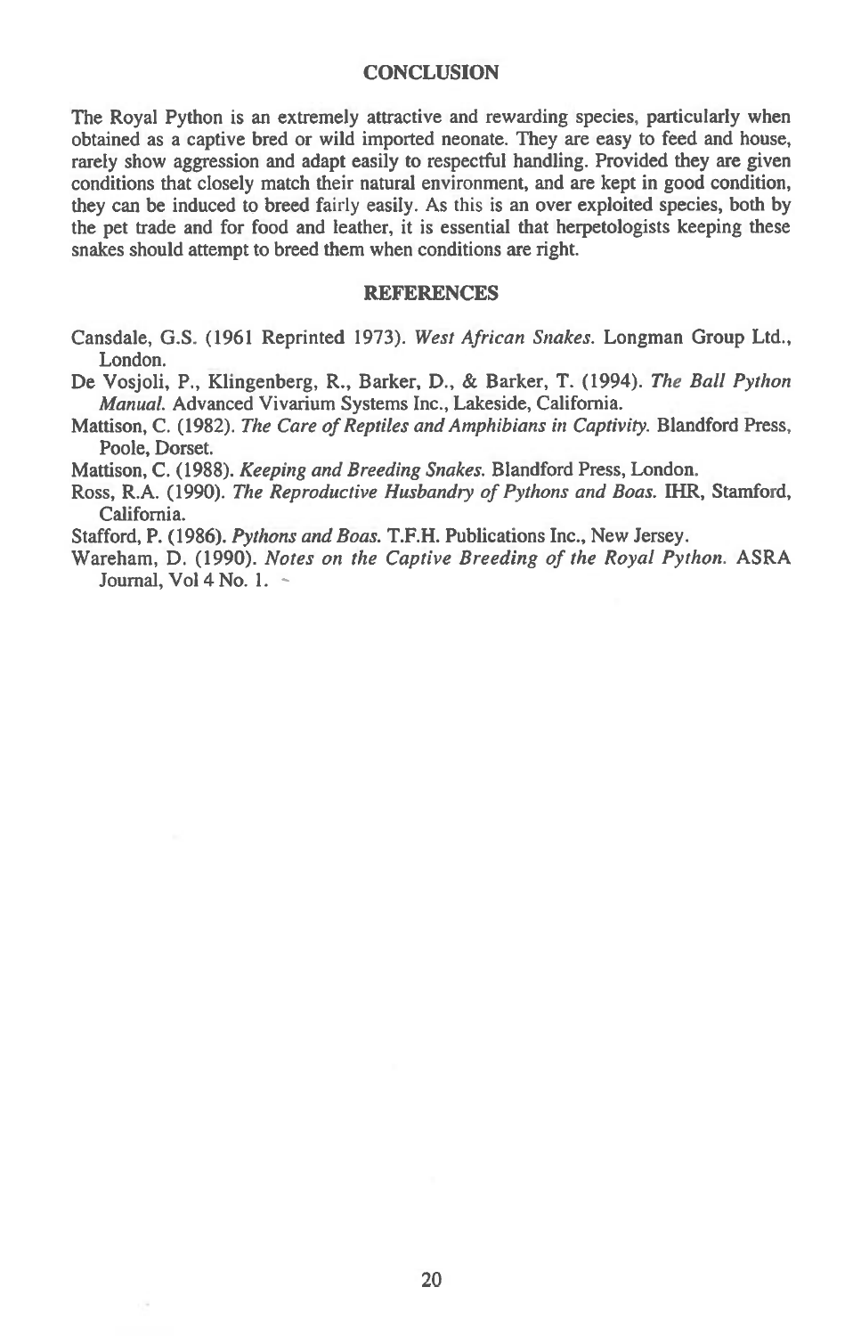## CONCLUSION

The Royal Python is an extremely attractive and rewarding species, particularly when obtained as a captive bred or wild imported neonate. They are easy to feed and house, rarely show aggression and adapt easily to respectful handling. Provided they are given conditions that closely match their natural environment, and are kept in good condition, they can be induced to breed fairly easily. As this is an over exploited species, both by the pet trade and for food and leather, it is essential that herpetologists keeping these snakes should attempt to breed them when conditions are right.

## REFERENCES

Cansdale, G.S. (1961 Reprinted 1973). *West African Snakes.* Longman Group Ltd., London.

De Vosjoli, P., Klingenberg, R., Barker, D., & Barker, T. (1994). *The Ball Python Manual.* Advanced Vivarium Systems Inc., Lakeside, California.

Mattison, C. (1982). *The Care of Reptiles and Amphibians in Captivity.* Blandford Press, Poole, Dorset.

Mattison, C. (1988). *Keeping and Breeding Snakes.* Blandford Press, London.

Ross, R.A. (1990). *The Reproductive Husbandry of Pythons and Boas.* IHR, Stamford, California.

Stafford, P. (1986). *Pythons and Boas.* T.F.H. Publications Inc., New Jersey.

Wareham, D. (1990). *Notes on the Captive Breeding of the Royal Python.* ASRA Journal, Vol 4 No. 1.